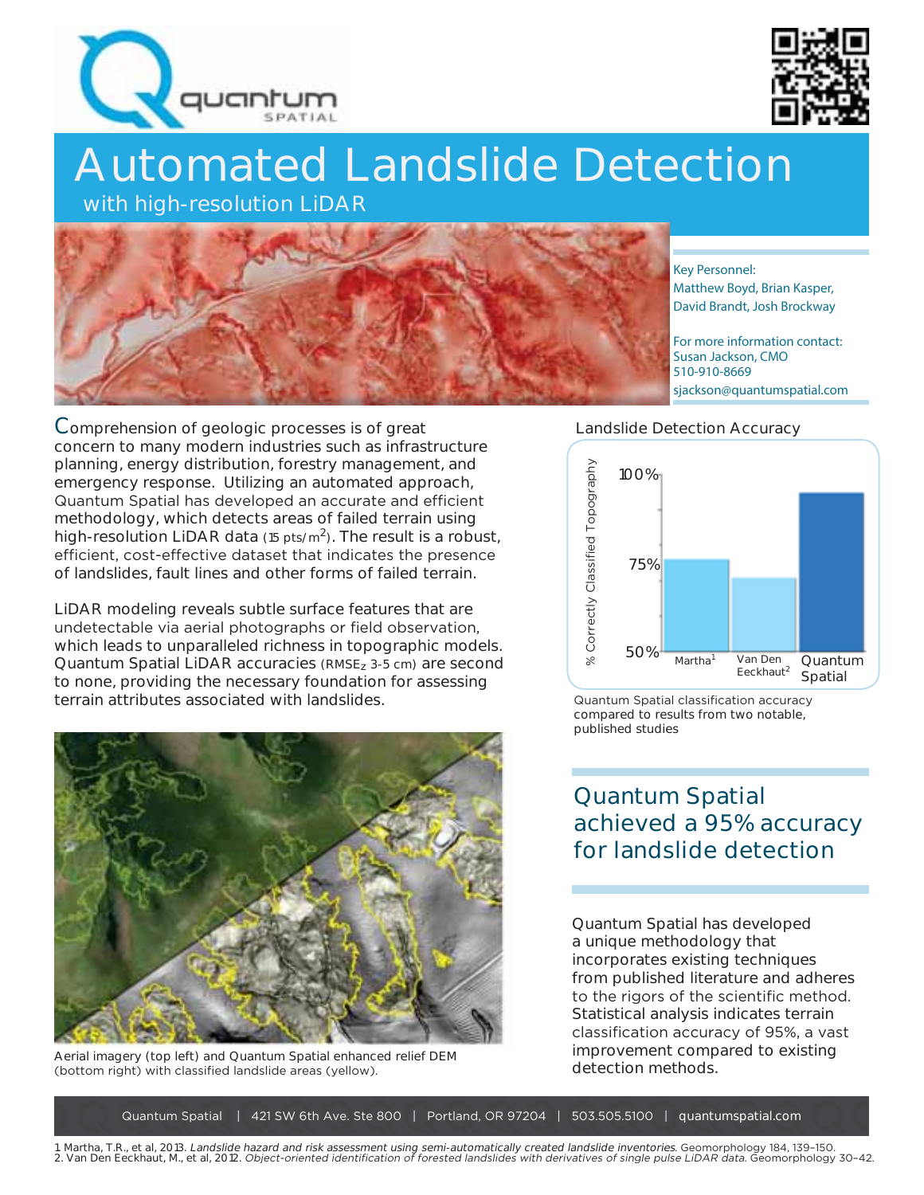# Automated Landslide Detection

## with high-resolution LiDAR

Key Personnel:
Matthew Boyd, Brian Kasper, David Brandt, Josh Brockway

For more information contact:
Susan Jackson, CMO
510-910-8669
sjackson@quantumspatial.com

Comprehension of geologic processes is of great concern to many modern industries such as infrastructure planning, energy distribution, forestry management, and emergency response. Utilizing an automated approach, Quantum Spatial has developed an accurate and efficient methodology, which detects areas of failed terrain using high-resolution LiDAR data (15 pts/$m^2$). The result is a robust, efficient, cost-effective dataset that indicates the presence of landslides, fault lines and other forms of failed terrain.

LiDAR modeling reveals subtle surface features that are undetectable via aerial photographs or field observation, which leads to unparalleled richness in topographic models. Quantum Spatial LiDAR accuracies ($RMSE_z$ 3-5 cm) are second to none, providing the necessary foundation for assessing terrain attributes associated with landslides.

Aerial imagery (top left) and Quantum Spatial enhanced relief DEM (bottom right) with classified landslide areas (yellow).

Landslide Detection Accuracy

Quantum Spatial classification accuracy compared to results from two notable, published studies

### Quantum Spatial achieved a 95% accuracy for landslide detection

Quantum Spatial has developed a unique methodology that incorporates existing techniques from published literature and adheres to the rigors of the scientific method. Statistical analysis indicates terrain classification accuracy of 95%, a vast improvement compared to existing detection methods.

Quantum Spatial | 421 SW 6th Ave. Ste 800 | Portland, OR 97204 | 503.505.5100 | quantumspatial.com

1 Martha, T.R., et al, 2013. *Landslide hazard and risk assessment using semi-automatically created landslide inventories.* Geomorphology 184, 139–150.
2. Van Den Eeckhaut, M., et al, 2012. *Object-oriented identification of forested landslides with derivatives of single pulse LiDAR data.* Geomorphology 30–42.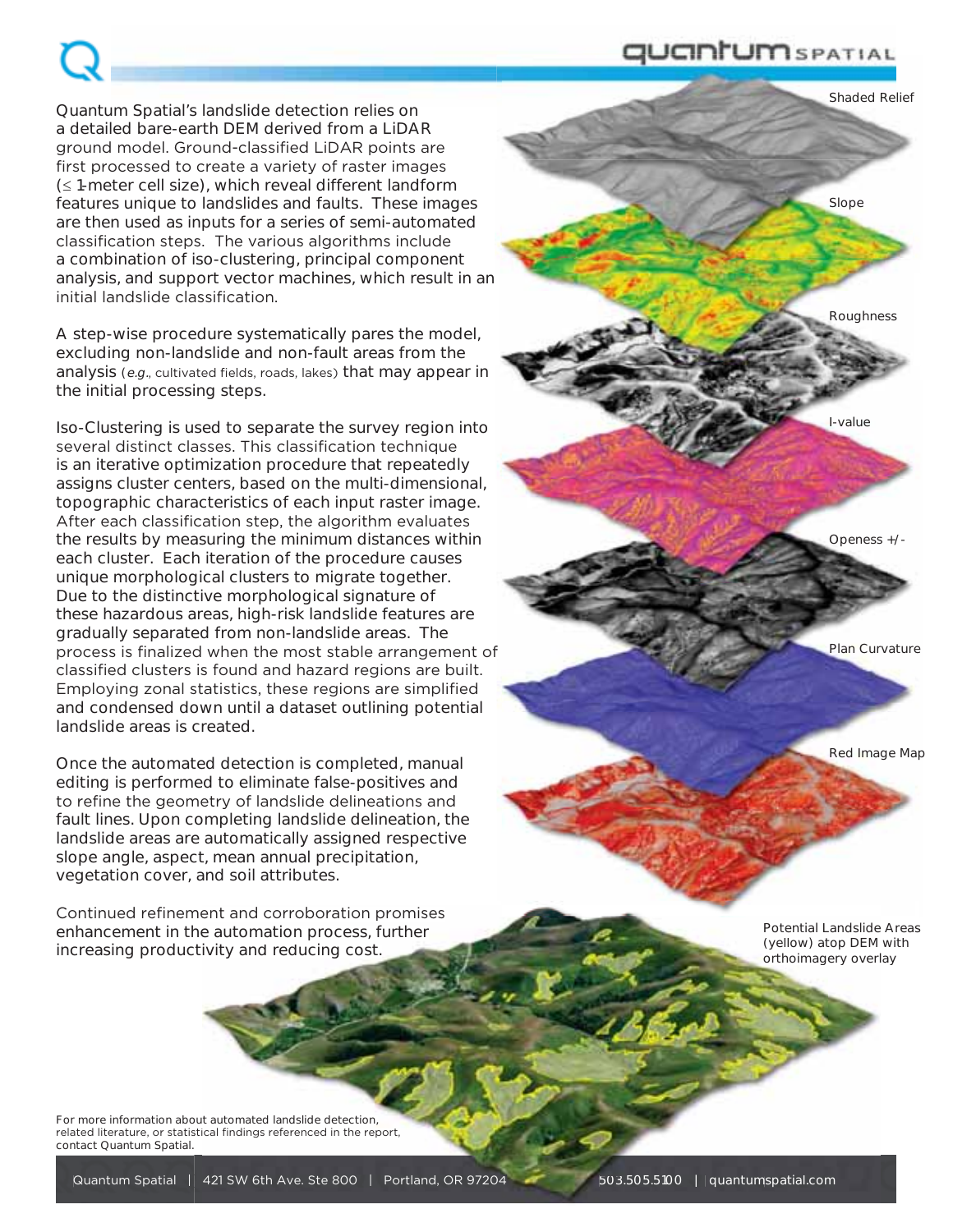Quantum Spatial's landslide detection relies on a detailed bare-earth DEM derived from a LiDAR ground model. Ground-classified LiDAR points are first processed to create a variety of raster images (≤ 1-meter cell size), which reveal different landform features unique to landslides and faults. These images are then used as inputs for a series of semi-automated classification steps. The various algorithms include a combination of iso-clustering, principal component analysis, and support vector machines, which result in an initial landslide classification.

A step-wise procedure systematically pares the model, excluding non-landslide and non-fault areas from the analysis (*e.g.*, cultivated fields, roads, lakes) that may appear in the initial processing steps.

Iso-Clustering is used to separate the survey region into several distinct classes. This classification technique is an iterative optimization procedure that repeatedly assigns cluster centers, based on the multi-dimensional, topographic characteristics of each input raster image. After each classification step, the algorithm evaluates the results by measuring the minimum distances within each cluster. Each iteration of the procedure causes unique morphological clusters to migrate together. Due to the distinctive morphological signature of these hazardous areas, high-risk landslide features are gradually separated from non-landslide areas. The process is finalized when the most stable arrangement of classified clusters is found and hazard regions are built. Employing zonal statistics, these regions are simplified and condensed down until a dataset outlining potential landslide areas is created.

Once the automated detection is completed, manual editing is performed to eliminate false-positives and to refine the geometry of landslide delineations and fault lines. Upon completing landslide delineation, the landslide areas are automatically assigned respective slope angle, aspect, mean annual precipitation, vegetation cover, and soil attributes.

Continued refinement and corroboration promises enhancement in the automation process, further increasing productivity and reducing cost.

Shaded Relief

Slope

Roughness

I-value

Openess +/-

Plan Curvature

Red Image Map

Potential Landslide Areas (yellow) atop DEM with orthoimagery overlay

For more information about automated landslide detection, related literature, or statistical findings referenced in the report, contact Quantum Spatial.

Quantum Spatial | 421 SW 6th Ave. Ste 800 | Portland, OR 97204 | 503.505.5100 | quantumspatial.com